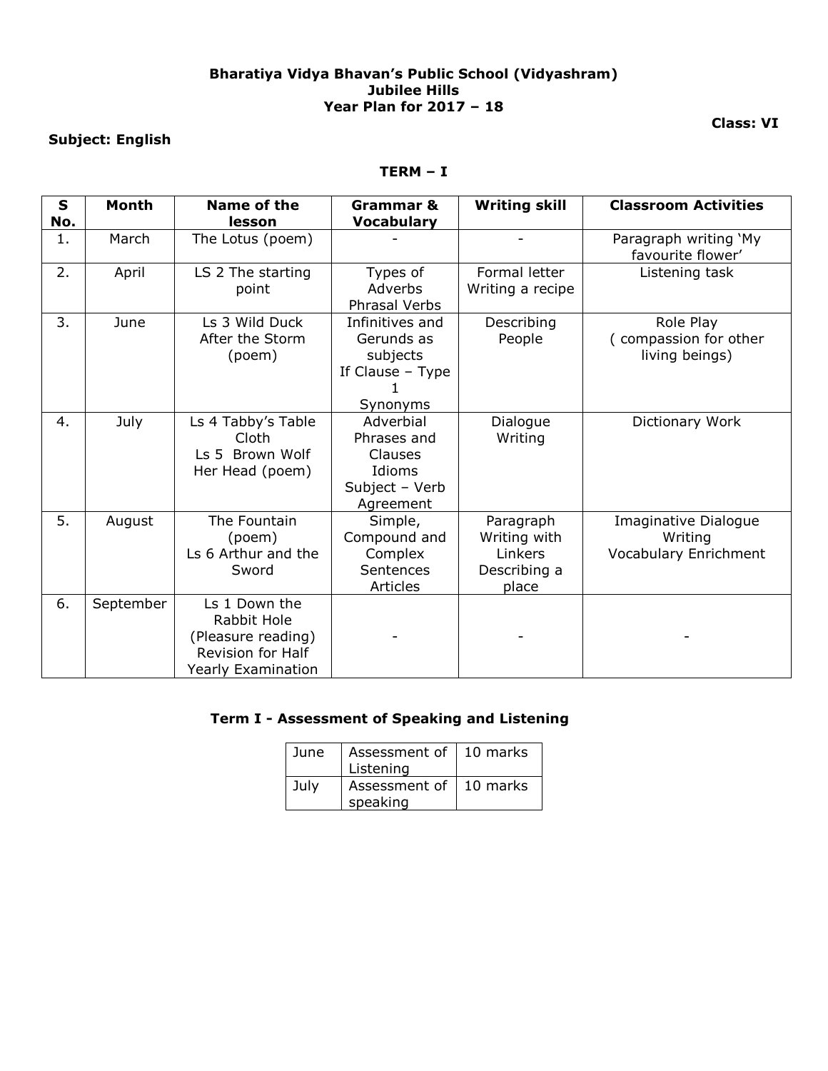**Bharatiya Vidya Bhavan's Public School (Vidyashram)**
**Jubilee Hills**
**Year Plan for 2017 – 18**

**Class: VI**

**Subject: English**

**TERM – I**

| S No. | Month | Name of the lesson | Grammar & Vocabulary | Writing skill | Classroom Activities |
|---|---|---|---|---|---|
| 1. | March | The Lotus (poem) | - | - | Paragraph writing 'My favourite flower' |
| 2. | April | LS 2 The starting point | Types of Adverbs<br>Phrasal Verbs | Formal letter<br>Writing a recipe | Listening task |
| 3. | June | Ls 3 Wild Duck<br>After the Storm (poem) | Infinitives and Gerunds as subjects<br>If Clause – Type 1<br>Synonyms | Describing People | Role Play<br>( compassion for other living beings) |
| 4. | July | Ls 4 Tabby's Table Cloth<br>Ls 5 Brown Wolf<br>Her Head (poem) | Adverbial Phrases and Clauses<br>Idioms<br>Subject – Verb Agreement | Dialogue Writing | Dictionary Work |
| 5. | August | The Fountain (poem)<br>Ls 6 Arthur and the Sword | Simple, Compound and Complex Sentences<br>Articles | Paragraph Writing with Linkers<br>Describing a place | Imaginative Dialogue Writing<br>Vocabulary Enrichment |
| 6. | September | Ls 1 Down the Rabbit Hole (Pleasure reading)<br>Revision for Half Yearly Examination | - | - | - |

**Term I - Assessment of Speaking and Listening**

| June | Assessment of Listening | 10 marks |
|---|---|---|
| July | Assessment of speaking | 10 marks |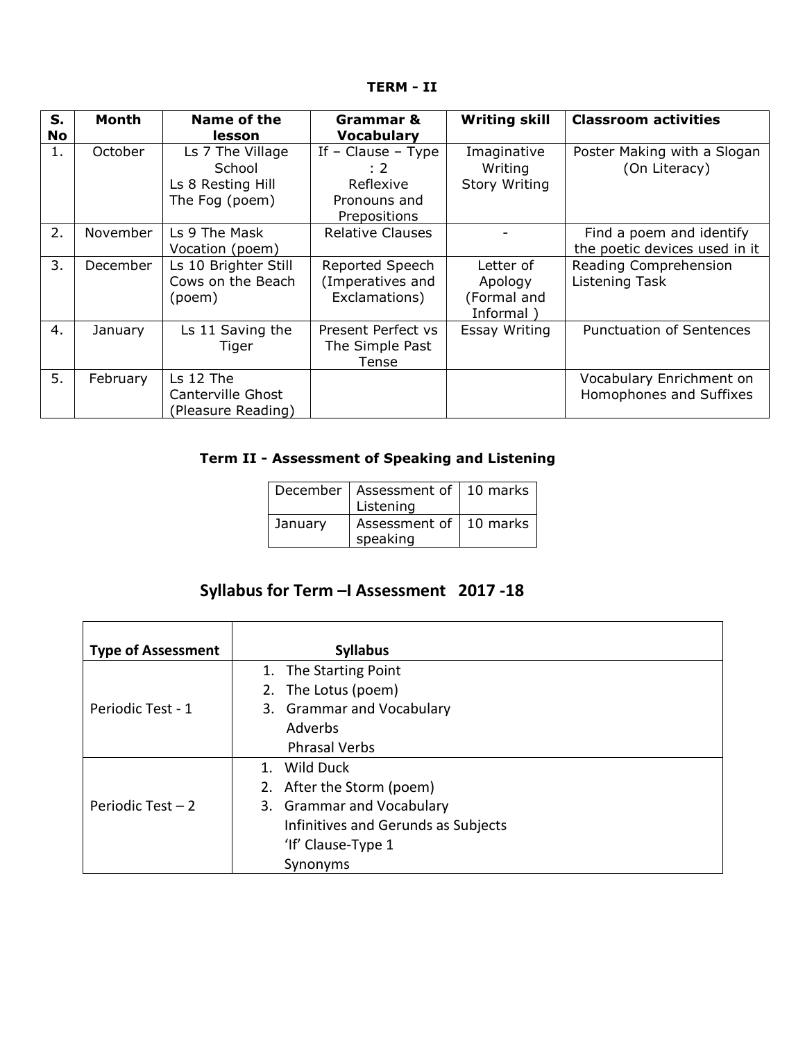**TERM - II**

| S. No | Month | Name of the lesson | Grammar & Vocabulary | Writing skill | Classroom activities |
|---|---|---|---|---|---|
| 1. | October | Ls 7 The Village School<br>Ls 8 Resting Hill<br>The Fog (poem) | If – Clause – Type : 2<br>Reflexive Pronouns and Prepositions | Imaginative Writing<br>Story Writing | Poster Making with a Slogan (On Literacy) |
| 2. | November | Ls 9 The Mask<br>Vocation (poem) | Relative Clauses | - | Find a poem and identify the poetic devices used in it |
| 3. | December | Ls 10 Brighter Still<br>Cows on the Beach (poem) | Reported Speech (Imperatives and Exclamations) | Letter of Apology (Formal and Informal ) | Reading Comprehension<br>Listening Task |
| 4. | January | Ls 11 Saving the Tiger | Present Perfect vs The Simple Past Tense | Essay Writing | Punctuation of Sentences |
| 5. | February | Ls 12 The Canterville Ghost (Pleasure Reading) | | | Vocabulary Enrichment on Homophones and Suffixes |

**Term II - Assessment of Speaking and Listening**

| | | |
|---|---|---|
| December | Assessment of Listening | 10 marks |
| January | Assessment of speaking | 10 marks |

## Syllabus for Term –I Assessment 2017 -18

| Type of Assessment | Syllabus |
|---|---|
| Periodic Test - 1 | 1. The Starting Point<br>2. The Lotus (poem)<br>3. Grammar and Vocabulary<br>Adverbs<br>Phrasal Verbs |
| Periodic Test – 2 | 1. Wild Duck<br>2. After the Storm (poem)<br>3. Grammar and Vocabulary<br>Infinitives and Gerunds as Subjects<br>'If' Clause-Type 1<br>Synonyms |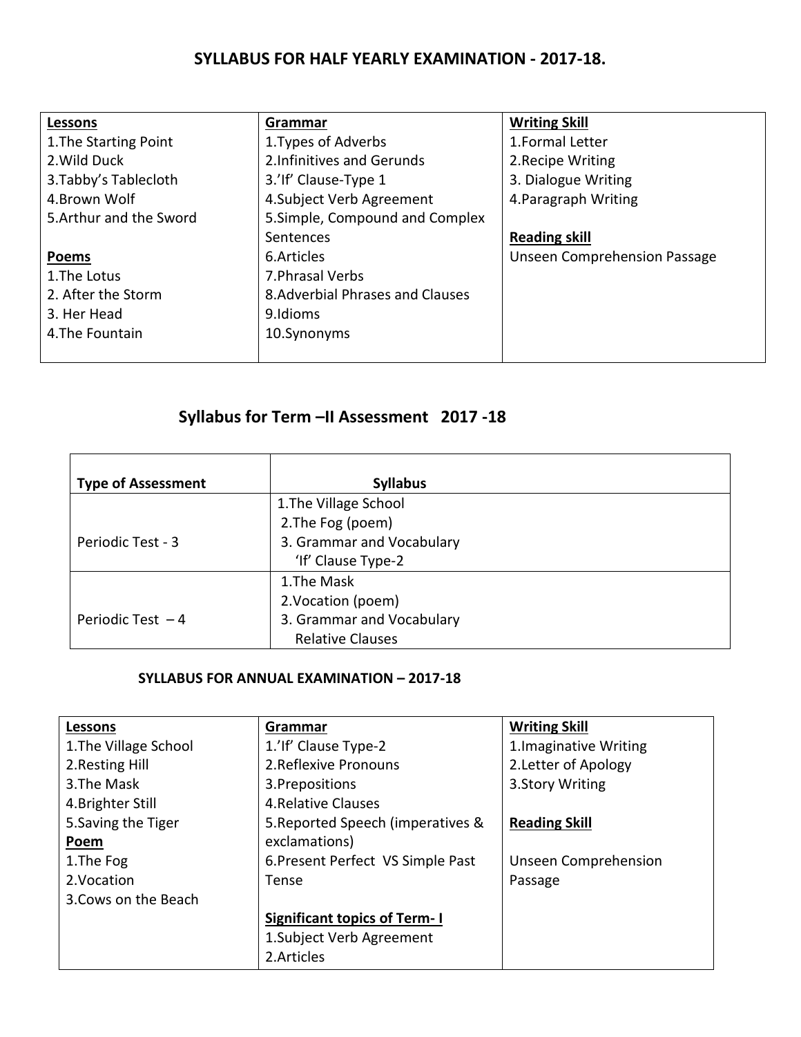## SYLLABUS FOR HALF YEARLY EXAMINATION - 2017-18.

| Lessons | Grammar | Writing Skill |
|---|---|---|
| 1.The Starting Point | 1.Types of Adverbs | 1.Formal Letter |
| 2.Wild Duck | 2.Infinitives and Gerunds | 2.Recipe Writing |
| 3.Tabby's Tablecloth | 3.'If' Clause-Type 1 | 3. Dialogue Writing |
| 4.Brown Wolf | 4.Subject Verb Agreement | 4.Paragraph Writing |
| 5.Arthur and the Sword | 5.Simple, Compound and Complex Sentences | **Reading skill** |
| **Poems** | 6.Articles | Unseen Comprehension Passage |
| 1.The Lotus | 7.Phrasal Verbs | |
| 2. After the Storm | 8.Adverbial Phrases and Clauses | |
| 3. Her Head | 9.Idioms | |
| 4.The Fountain | 10.Synonyms | |

## Syllabus for Term –II Assessment 2017 -18

| Type of Assessment | Syllabus |
|---|---|
| Periodic Test - 3 | 1.The Village School<br>2.The Fog (poem)<br>3. Grammar and Vocabulary<br>'If' Clause Type-2 |
| Periodic Test – 4 | 1.The Mask<br>2.Vocation (poem)<br>3. Grammar and Vocabulary<br>Relative Clauses |

## SYLLABUS FOR ANNUAL EXAMINATION – 2017-18

| Lessons | Grammar | Writing Skill |
|---|---|---|
| 1.The Village School | 1.'If' Clause Type-2 | 1.Imaginative Writing |
| 2.Resting Hill | 2.Reflexive Pronouns | 2.Letter of Apology |
| 3.The Mask | 3.Prepositions | 3.Story Writing |
| 4.Brighter Still | 4.Relative Clauses | |
| 5.Saving the Tiger | 5.Reported Speech (imperatives & exclamations) | **Reading Skill** |
| **Poem** | | |
| 1.The Fog | 6.Present Perfect VS Simple Past Tense | Unseen Comprehension Passage |
| 2.Vocation | | |
| 3.Cows on the Beach | **Significant topics of Term- I** | |
| | 1.Subject Verb Agreement | |
| | 2.Articles | |